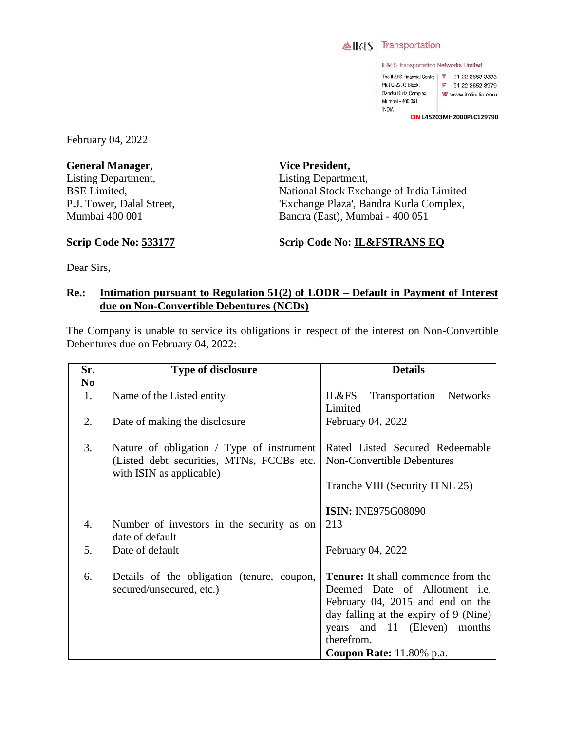IL&FS | Transportation

IL&FS Transportation Networks Limited

The IL&FS Financial Centre,
Plot C-22, G Block,
Bandra Kurla Complex,
Mumbai - 400 051
INDIA

T +91 22 2653 3333
F +91 22 2652 3979
W www.itnlindia.com

CIN L45203MH2000PLC129790

February 04, 2022

**General Manager,**
Listing Department,
BSE Limited,
P.J. Tower, Dalal Street,
Mumbai 400 001

**Scrip Code No: 533177**

**Vice President,**
Listing Department,
National Stock Exchange of India Limited
'Exchange Plaza', Bandra Kurla Complex,
Bandra (East), Mumbai - 400 051

**Scrip Code No: IL&FSTRANS EQ**

Dear Sirs,

**Re.: Intimation pursuant to Regulation 51(2) of LODR – Default in Payment of Interest due on Non-Convertible Debentures (NCDs)**

The Company is unable to service its obligations in respect of the interest on Non-Convertible Debentures due on February 04, 2022:

| Sr. No | Type of disclosure | Details |
|---|---|---|
| 1. | Name of the Listed entity | IL&FS Transportation Networks Limited |
| 2. | Date of making the disclosure | February 04, 2022 |
| 3. | Nature of obligation / Type of instrument (Listed debt securities, MTNs, FCCBs etc. with ISIN as applicable) | Rated Listed Secured Redeemable Non-Convertible Debentures<br><br>Tranche VIII (Security ITNL 25)<br><br>**ISIN:** INE975G08090 |
| 4. | Number of investors in the security as on date of default | 213 |
| 5. | Date of default | February 04, 2022 |
| 6. | Details of the obligation (tenure, coupon, secured/unsecured, etc.) | **Tenure:** It shall commence from the Deemed Date of Allotment i.e. February 04, 2015 and end on the day falling at the expiry of 9 (Nine) years and 11 (Eleven) months therefrom.<br>**Coupon Rate:** 11.80% p.a. |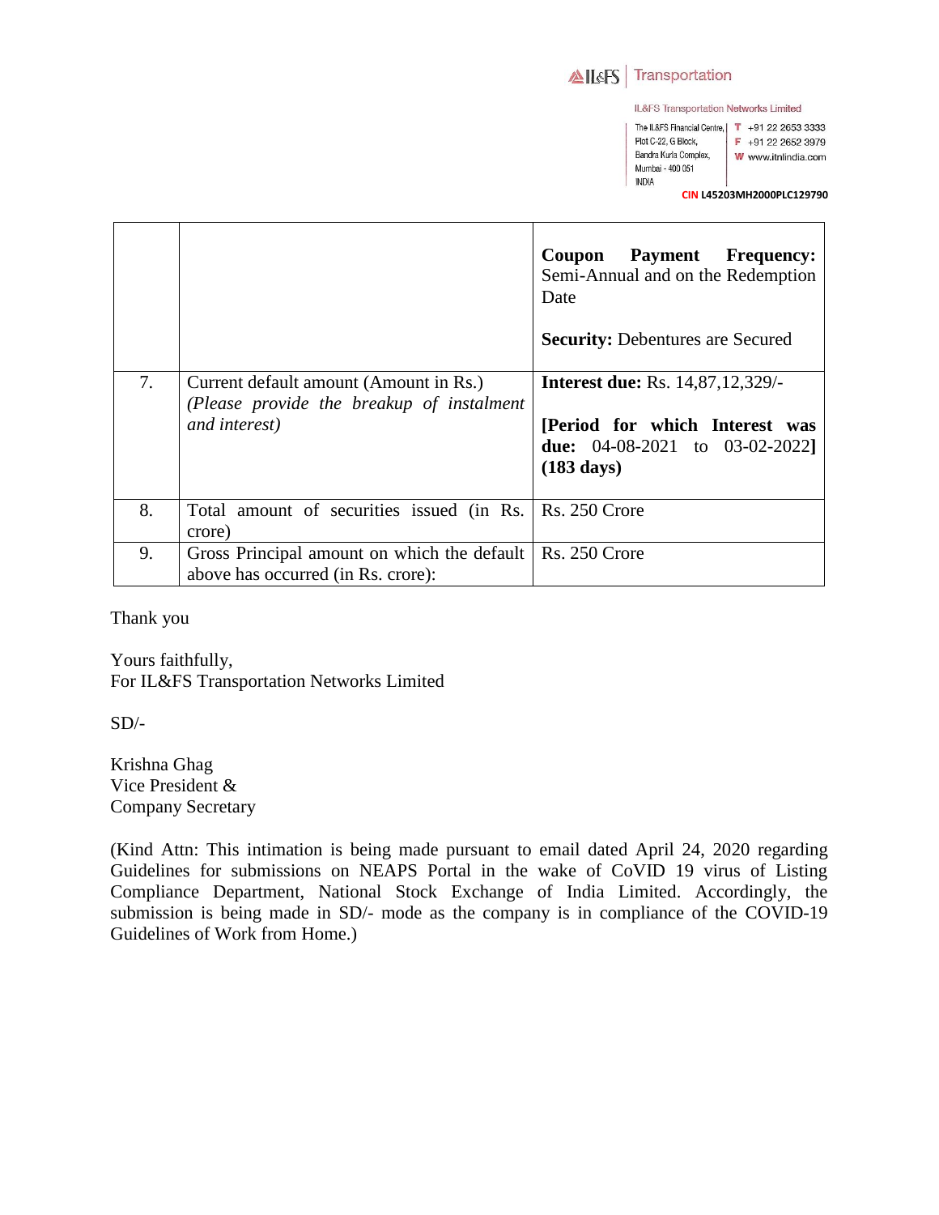| | | |
|---|---|---|
| | | **Coupon Payment Frequency:** Semi-Annual and on the Redemption Date<br><br>**Security:** Debentures are Secured |
| 7. | Current default amount (Amount in Rs.) *(Please provide the breakup of instalment and interest)* | **Interest due:** Rs. 14,87,12,329/-<br><br>**[Period for which Interest was due:** 04-08-2021 to 03-02-2022**]** **(183 days)** |
| 8. | Total amount of securities issued (in Rs. crore) | Rs. 250 Crore |
| 9. | Gross Principal amount on which the default above has occurred (in Rs. crore): | Rs. 250 Crore |

Thank you

Yours faithfully,
For IL&FS Transportation Networks Limited

SD/-

Krishna Ghag
Vice President &
Company Secretary

(Kind Attn: This intimation is being made pursuant to email dated April 24, 2020 regarding Guidelines for submissions on NEAPS Portal in the wake of CoVID 19 virus of Listing Compliance Department, National Stock Exchange of India Limited. Accordingly, the submission is being made in SD/- mode as the company is in compliance of the COVID-19 Guidelines of Work from Home.)